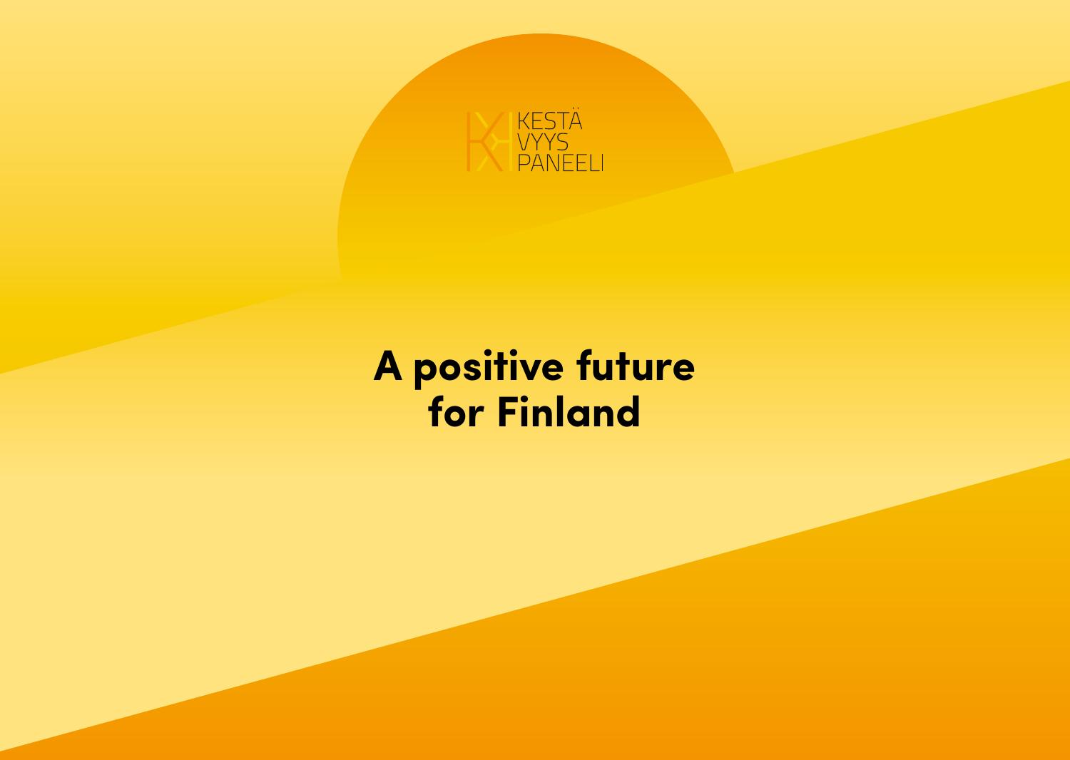KESTÄ
VYYS
PANEELI

# A positive future for Finland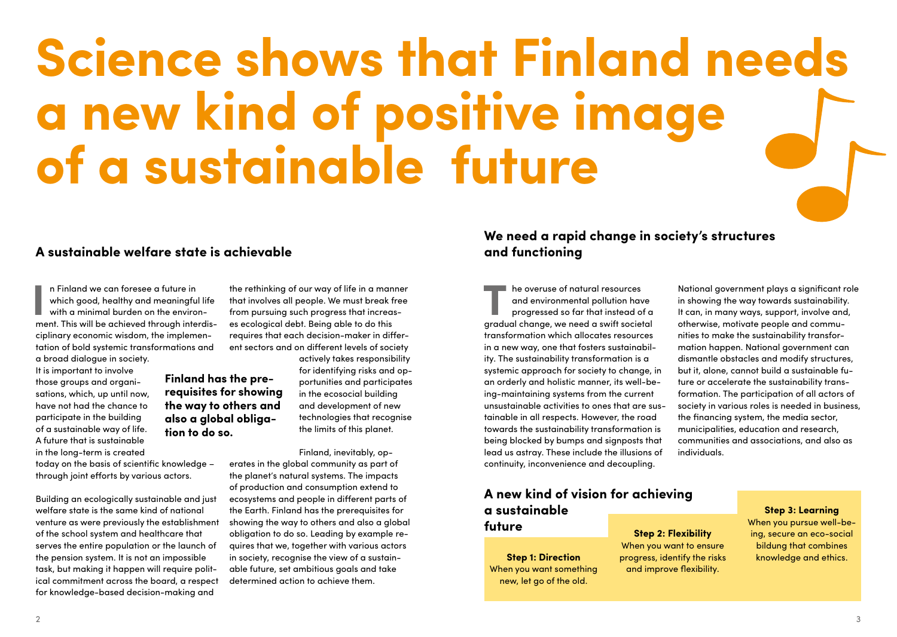# Science shows that Finland needs a new kind of positive image of a sustainable future

## A sustainable welfare state is achievable

In Finland we can foresee a future in which good, healthy and meaningful life with a minimal burden on the environment. This will be achieved through interdisciplinary economic wisdom, the implementation of bold systemic transformations and a broad dialogue in society. It is important to involve those groups and organisations, which, up until now, have not had the chance to participate in the building of a sustainable way of life. A future that is sustainable in the long-term is created today on the basis of scientific knowledge – through joint efforts by various actors.

Building an ecologically sustainable and just welfare state is the same kind of national venture as were previously the establishment of the school system and healthcare that serves the entire population or the launch of the pension system. It is not an impossible task, but making it happen will require political commitment across the board, a respect for knowledge-based decision-making and the rethinking of our way of life in a manner that involves all people. We must break free from pursuing such progress that increases ecological debt. Being able to do this requires that each decision-maker in different sectors and on different levels of society actively takes responsibility for identifying risks and opportunities and participates in the ecosocial building and development of new technologies that recognise the limits of this planet.

**Finland has the prerequisites for showing the way to others and also a global obligation to do so.**

Finland, inevitably, operates in the global community as part of the planet's natural systems. The impacts of production and consumption extend to ecosystems and people in different parts of the Earth. Finland has the prerequisites for showing the way to others and also a global obligation to do so. Leading by example requires that we, together with various actors in society, recognise the view of a sustainable future, set ambitious goals and take determined action to achieve them.

## We need a rapid change in society's structures and functioning

The overuse of natural resources and environmental pollution have progressed so far that instead of a gradual change, we need a swift societal transformation which allocates resources in a new way, one that fosters sustainability. The sustainability transformation is a systemic approach for society to change, in an orderly and holistic manner, its well-being-maintaining systems from the current unsustainable activities to ones that are sustainable in all respects. However, the road towards the sustainability transformation is being blocked by bumps and signposts that lead us astray. These include the illusions of continuity, inconvenience and decoupling.

National government plays a significant role in showing the way towards sustainability. It can, in many ways, support, involve and, otherwise, motivate people and communities to make the sustainability transformation happen. National government can dismantle obstacles and modify structures, but it, alone, cannot build a sustainable future or accelerate the sustainability transformation. The participation of all actors of society in various roles is needed in business, the financing system, the media sector, municipalities, education and research, communities and associations, and also as individuals.

## A new kind of vision for achieving a sustainable future

**Step 1: Direction**
When you want something new, let go of the old.

**Step 2: Flexibility**
When you want to ensure progress, identify the risks and improve flexibility.

**Step 3: Learning**
When you pursue well-being, secure an eco-social bildung that combines knowledge and ethics.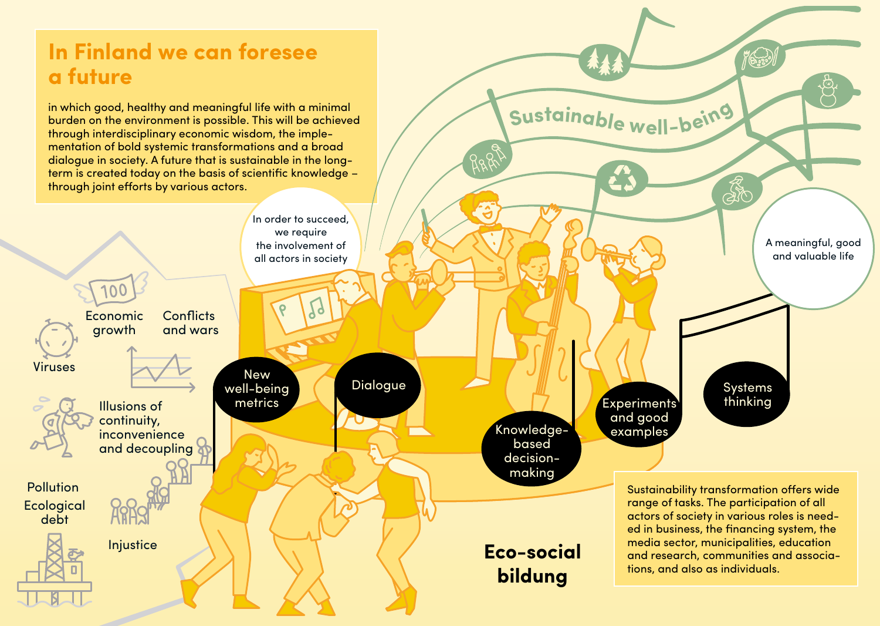# In Finland we can foresee a future

in which good, healthy and meaningful life with a minimal burden on the environment is possible. This will be achieved through interdisciplinary economic wisdom, the implementation of bold systemic transformations and a broad dialogue in society. A future that is sustainable in the long-term is created today on the basis of scientific knowledge – through joint efforts by various actors.

In order to succeed, we require the involvement of all actors in society

Sustainable well-being

A meaningful, good and valuable life

Economic growth

Conflicts and wars

Viruses

Illusions of continuity, inconvenience and decoupling

Pollution

Ecological debt

Injustice

New well-being metrics

Dialogue

Knowledge-based decision-making

Experiments and good examples

Systems thinking

Eco-social bildung

Sustainability transformation offers wide range of tasks. The participation of all actors of society in various roles is needed in business, the financing system, the media sector, municipalities, education and research, communities and associations, and also as individuals.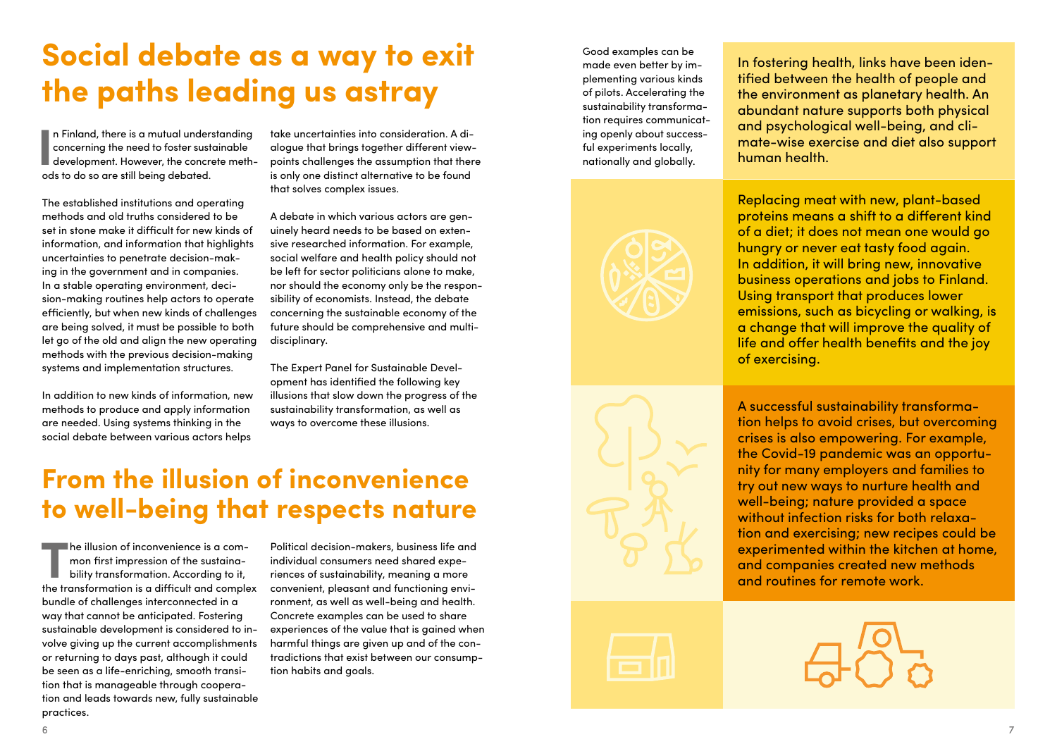# Social debate as a way to exit the paths leading us astray

In Finland, there is a mutual understanding concerning the need to foster sustainable development. However, the concrete methods to do so are still being debated.

The established institutions and operating methods and old truths considered to be set in stone make it difficult for new kinds of information, and information that highlights uncertainties to penetrate decision-making in the government and in companies. In a stable operating environment, decision-making routines help actors to operate efficiently, but when new kinds of challenges are being solved, it must be possible to both let go of the old and align the new operating methods with the previous decision-making systems and implementation structures.

In addition to new kinds of information, new methods to produce and apply information are needed. Using systems thinking in the social debate between various actors helps take uncertainties into consideration. A dialogue that brings together different viewpoints challenges the assumption that there is only one distinct alternative to be found that solves complex issues.

A debate in which various actors are genuinely heard needs to be based on extensive researched information. For example, social welfare and health policy should not be left for sector politicians alone to make, nor should the economy only be the responsibility of economists. Instead, the debate concerning the sustainable economy of the future should be comprehensive and multidisciplinary.

The Expert Panel for Sustainable Development has identified the following key illusions that slow down the progress of the sustainability transformation, as well as ways to overcome these illusions.

## From the illusion of inconvenience to well-being that respects nature

The illusion of inconvenience is a common first impression of the sustainability transformation. According to it, the transformation is a difficult and complex bundle of challenges interconnected in a way that cannot be anticipated. Fostering sustainable development is considered to involve giving up the current accomplishments or returning to days past, although it could be seen as a life-enriching, smooth transition that is manageable through cooperation and leads towards new, fully sustainable practices.

Political decision-makers, business life and individual consumers need shared experiences of sustainability, meaning a more convenient, pleasant and functioning environment, as well as well-being and health. Concrete examples can be used to share experiences of the value that is gained when harmful things are given up and of the contradictions that exist between our consumption habits and goals.

Good examples can be made even better by implementing various kinds of pilots. Accelerating the sustainability transformation requires communicating openly about successful experiments locally, nationally and globally.

In fostering health, links have been identified between the health of people and the environment as planetary health. An abundant nature supports both physical and psychological well-being, and climate-wise exercise and diet also support human health.

Replacing meat with new, plant-based proteins means a shift to a different kind of a diet; it does not mean one would go hungry or never eat tasty food again. In addition, it will bring new, innovative business operations and jobs to Finland. Using transport that produces lower emissions, such as bicycling or walking, is a change that will improve the quality of life and offer health benefits and the joy of exercising.

A successful sustainability transformation helps to avoid crises, but overcoming crises is also empowering. For example, the Covid-19 pandemic was an opportunity for many employers and families to try out new ways to nurture health and well-being; nature provided a space without infection risks for both relaxation and exercising; new recipes could be experimented within the kitchen at home, and companies created new methods and routines for remote work.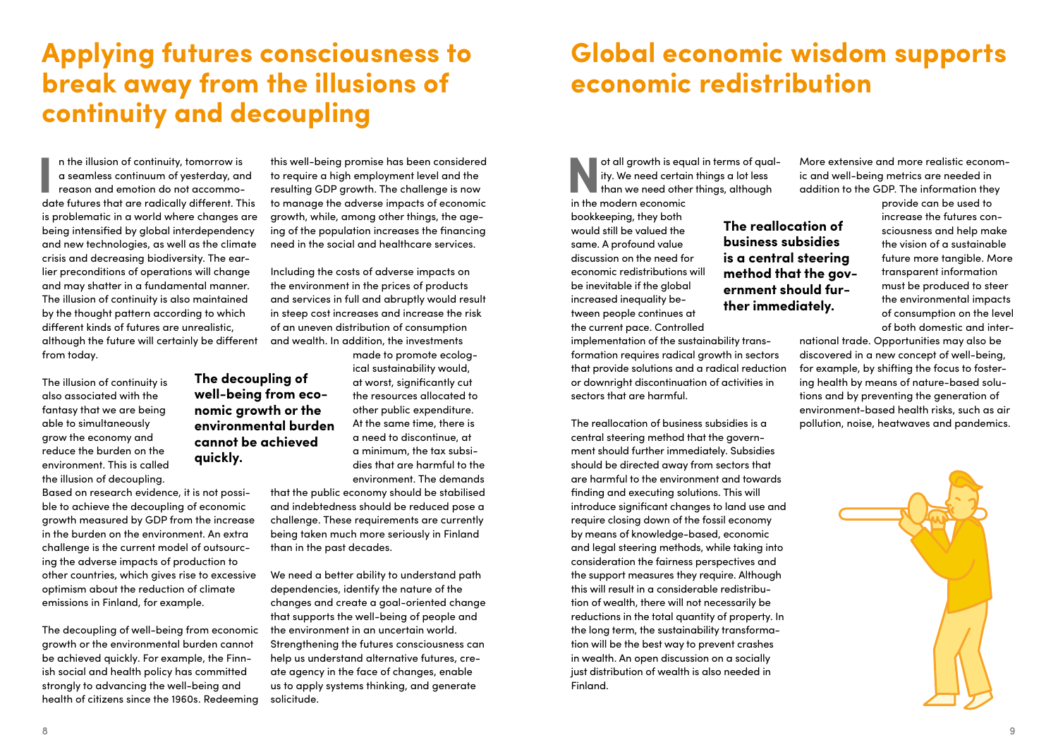# Applying futures consciousness to break away from the illusions of continuity and decoupling

In the illusion of continuity, tomorrow is a seamless continuum of yesterday, and reason and emotion do not accommodate futures that are radically different. This is problematic in a world where changes are being intensified by global interdependency and new technologies, as well as the climate crisis and decreasing biodiversity. The earlier preconditions of operations will change and may shatter in a fundamental manner. The illusion of continuity is also maintained by the thought pattern according to which different kinds of futures are unrealistic, although the future will certainly be different from today.

The illusion of continuity is also associated with the fantasy that we are being able to simultaneously grow the economy and reduce the burden on the environment. This is called the illusion of decoupling. Based on research evidence, it is not possible to achieve the decoupling of economic growth measured by GDP from the increase in the burden on the environment. An extra challenge is the current model of outsourcing the adverse impacts of production to other countries, which gives rise to excessive optimism about the reduction of climate emissions in Finland, for example.

**The decoupling of well-being from economic growth or the environmental burden cannot be achieved quickly.**

The decoupling of well-being from economic growth or the environmental burden cannot be achieved quickly. For example, the Finnish social and health policy has committed strongly to advancing the well-being and health of citizens since the 1960s. Redeeming this well-being promise has been considered to require a high employment level and the resulting GDP growth. The challenge is now to manage the adverse impacts of economic growth, while, among other things, the ageing of the population increases the financing need in the social and healthcare services.

Including the costs of adverse impacts on the environment in the prices of products and services in full and abruptly would result in steep cost increases and increase the risk of an uneven distribution of consumption and wealth. In addition, the investments made to promote ecological sustainability would, at worst, significantly cut the resources allocated to other public expenditure. At the same time, there is a need to discontinue, at a minimum, the tax subsidies that are harmful to the environment. The demands that the public economy should be stabilised and indebtedness should be reduced pose a challenge. These requirements are currently being taken much more seriously in Finland than in the past decades.

We need a better ability to understand path dependencies, identify the nature of the changes and create a goal-oriented change that supports the well-being of people and the environment in an uncertain world. Strengthening the futures consciousness can help us understand alternative futures, create agency in the face of changes, enable us to apply systems thinking, and generate solicitude.

# Global economic wisdom supports economic redistribution

Not all growth is equal in terms of quality. We need certain things a lot less than we need other things, although in the modern economic bookkeeping, they both would still be valued the same. A profound value discussion on the need for economic redistributions will be inevitable if the global increased inequality between people continues at the current pace. Controlled implementation of the sustainability transformation requires radical growth in sectors that provide solutions and a radical reduction or downright discontinuation of activities in sectors that are harmful.

**The reallocation of business subsidies is a central steering method that the government should further immediately.**

The reallocation of business subsidies is a central steering method that the government should further immediately. Subsidies should be directed away from sectors that are harmful to the environment and towards finding and executing solutions. This will introduce significant changes to land use and require closing down of the fossil economy by means of knowledge-based, economic and legal steering methods, while taking into consideration the fairness perspectives and the support measures they require. Although this will result in a considerable redistribution of wealth, there will not necessarily be reductions in the total quantity of property. In the long term, the sustainability transformation will be the best way to prevent crashes in wealth. An open discussion on a socially just distribution of wealth is also needed in Finland.

More extensive and more realistic economic and well-being metrics are needed in addition to the GDP. The information they provide can be used to increase the futures consciousness and help make the vision of a sustainable future more tangible. More transparent information must be produced to steer the environmental impacts of consumption on the level of both domestic and international trade. Opportunities may also be discovered in a new concept of well-being, for example, by shifting the focus to fostering health by means of nature-based solutions and by preventing the generation of environment-based health risks, such as air pollution, noise, heatwaves and pandemics.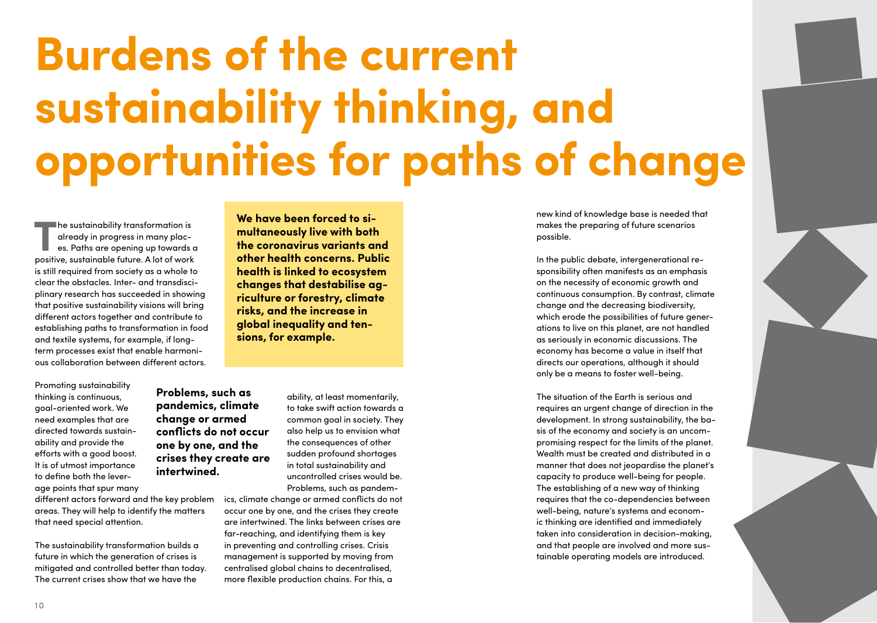# Burdens of the current sustainability thinking, and opportunities for paths of change

The sustainability transformation is already in progress in many places. Paths are opening up towards a positive, sustainable future. A lot of work is still required from society as a whole to clear the obstacles. Inter- and transdisciplinary research has succeeded in showing that positive sustainability visions will bring different actors together and contribute to establishing paths to transformation in food and textile systems, for example, if long-term processes exist that enable harmonious collaboration between different actors.

**We have been forced to simultaneously live with both the coronavirus variants and other health concerns. Public health is linked to ecosystem changes that destabilise agriculture or forestry, climate risks, and the increase in global inequality and tensions, for example.**

Promoting sustainability thinking is continuous, goal-oriented work. We need examples that are directed towards sustainability and provide the efforts with a good boost. It is of utmost importance to define both the leverage points that spur many different actors forward and the key problem areas. They will help to identify the matters that need special attention.

**Problems, such as pandemics, climate change or armed conflicts do not occur one by one, and the crises they create are intertwined.**

The sustainability transformation builds a future in which the generation of crises is mitigated and controlled better than today. The current crises show that we have the ability, at least momentarily, to take swift action towards a common goal in society. They also help us to envision what the consequences of other sudden profound shortages in total sustainability and uncontrolled crises would be. Problems, such as pandemics, climate change or armed conflicts do not occur one by one, and the crises they create are intertwined. The links between crises are far-reaching, and identifying them is key in preventing and controlling crises. Crisis management is supported by moving from centralised global chains to decentralised, more flexible production chains. For this, a new kind of knowledge base is needed that makes the preparing of future scenarios possible.

In the public debate, intergenerational responsibility often manifests as an emphasis on the necessity of economic growth and continuous consumption. By contrast, climate change and the decreasing biodiversity, which erode the possibilities of future generations to live on this planet, are not handled as seriously in economic discussions. The economy has become a value in itself that directs our operations, although it should only be a means to foster well-being.

The situation of the Earth is serious and requires an urgent change of direction in the development. In strong sustainability, the basis of the economy and society is an uncompromising respect for the limits of the planet. Wealth must be created and distributed in a manner that does not jeopardise the planet's capacity to produce well-being for people. The establishing of a new way of thinking requires that the co-dependencies between well-being, nature's systems and economic thinking are identified and immediately taken into consideration in decision-making, and that people are involved and more sustainable operating models are introduced.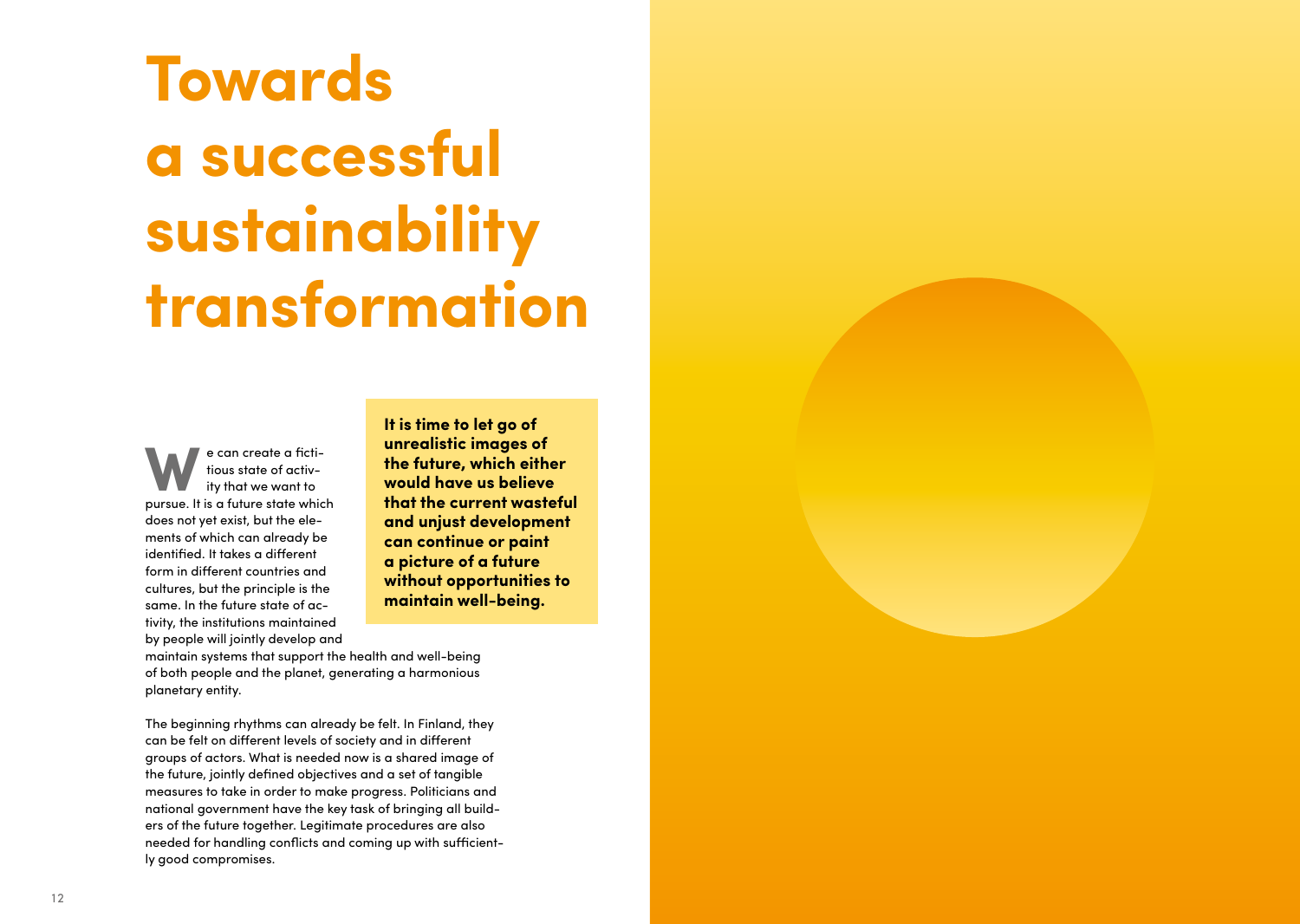# Towards a successful sustainability transformation

We can create a fictitious state of activity that we want to pursue. It is a future state which does not yet exist, but the elements of which can already be identified. It takes a different form in different countries and cultures, but the principle is the same. In the future state of activity, the institutions maintained by people will jointly develop and maintain systems that support the health and well-being of both people and the planet, generating a harmonious planetary entity.

**It is time to let go of unrealistic images of the future, which either would have us believe that the current wasteful and unjust development can continue or paint a picture of a future without opportunities to maintain well-being.**

The beginning rhythms can already be felt. In Finland, they can be felt on different levels of society and in different groups of actors. What is needed now is a shared image of the future, jointly defined objectives and a set of tangible measures to take in order to make progress. Politicians and national government have the key task of bringing all builders of the future together. Legitimate procedures are also needed for handling conflicts and coming up with sufficiently good compromises.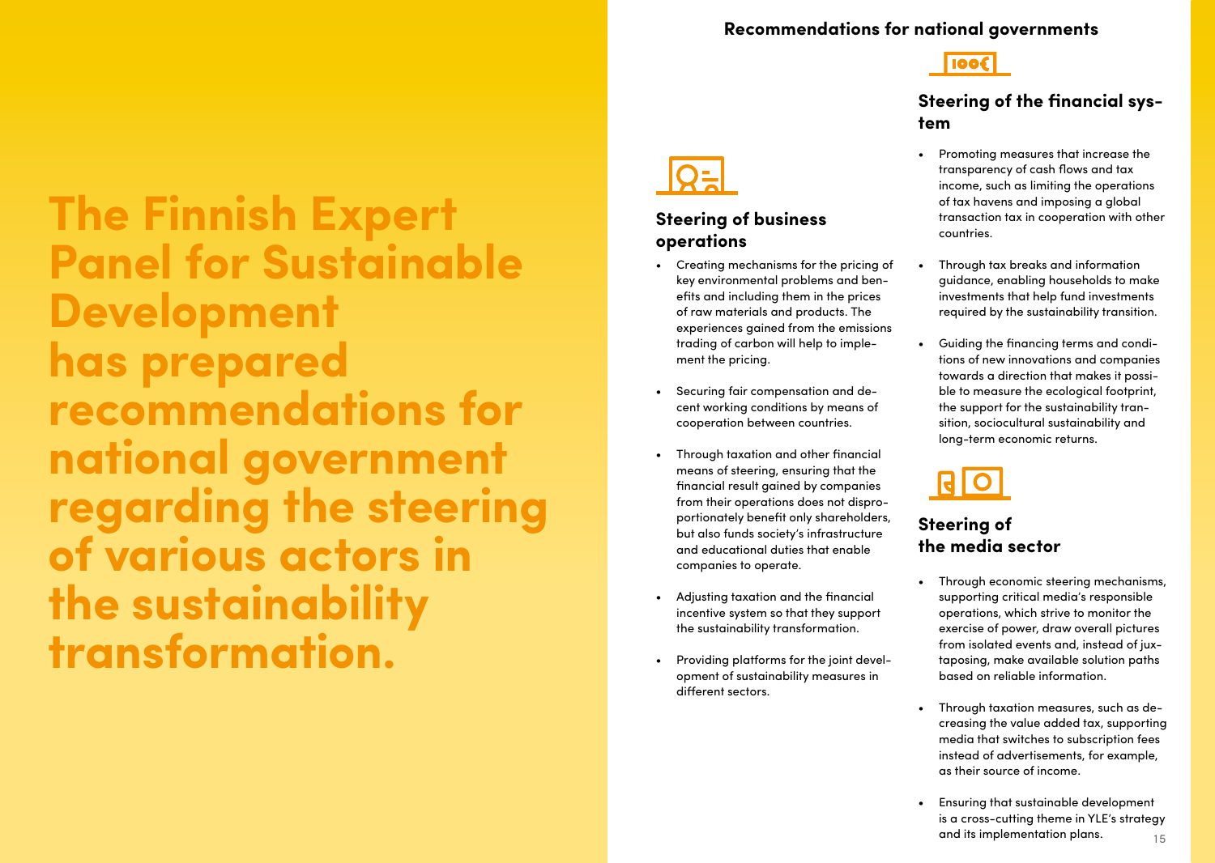# The Finnish Expert Panel for Sustainable Development has prepared recommendations for national government regarding the steering of various actors in the sustainability transformation.

## Recommendations for national governments

### Steering of business operations

- Creating mechanisms for the pricing of key environmental problems and benefits and including them in the prices of raw materials and products. The experiences gained from the emissions trading of carbon will help to implement the pricing.
- Securing fair compensation and decent working conditions by means of cooperation between countries.
- Through taxation and other financial means of steering, ensuring that the financial result gained by companies from their operations does not disproportionately benefit only shareholders, but also funds society's infrastructure and educational duties that enable companies to operate.
- Adjusting taxation and the financial incentive system so that they support the sustainability transformation.
- Providing platforms for the joint development of sustainability measures in different sectors.

### Steering of the financial system

- Promoting measures that increase the transparency of cash flows and tax income, such as limiting the operations of tax havens and imposing a global transaction tax in cooperation with other countries.
- Through tax breaks and information guidance, enabling households to make investments that help fund investments required by the sustainability transition.
- Guiding the financing terms and conditions of new innovations and companies towards a direction that makes it possible to measure the ecological footprint, the support for the sustainability transition, sociocultural sustainability and long-term economic returns.

### Steering of the media sector

- Through economic steering mechanisms, supporting critical media's responsible operations, which strive to monitor the exercise of power, draw overall pictures from isolated events and, instead of juxtaposing, make available solution paths based on reliable information.
- Through taxation measures, such as decreasing the value added tax, supporting media that switches to subscription fees instead of advertisements, for example, as their source of income.
- Ensuring that sustainable development is a cross-cutting theme in YLE's strategy and its implementation plans.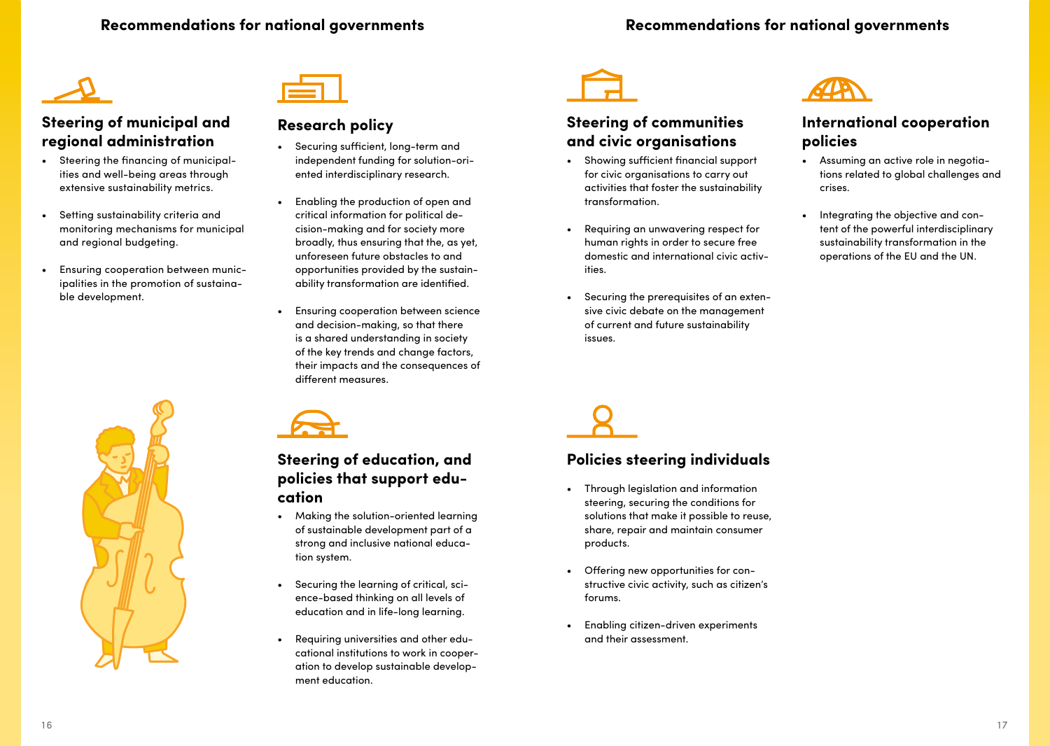## Recommendations for national governments

### Steering of municipal and regional administration

- Steering the financing of municipalities and well-being areas through extensive sustainability metrics.
- Setting sustainability criteria and monitoring mechanisms for municipal and regional budgeting.
- Ensuring cooperation between municipalities in the promotion of sustainable development.

### Research policy

- Securing sufficient, long-term and independent funding for solution-oriented interdisciplinary research.
- Enabling the production of open and critical information for political decision-making and for society more broadly, thus ensuring that the, as yet, unforeseen future obstacles to and opportunities provided by the sustainability transformation are identified.
- Ensuring cooperation between science and decision-making, so that there is a shared understanding in society of the key trends and change factors, their impacts and the consequences of different measures.

### Steering of education, and policies that support education

- Making the solution-oriented learning of sustainable development part of a strong and inclusive national education system.
- Securing the learning of critical, science-based thinking on all levels of education and in life-long learning.
- Requiring universities and other educational institutions to work in cooperation to develop sustainable development education.

## Recommendations for national governments

### Steering of communities and civic organisations

- Showing sufficient financial support for civic organisations to carry out activities that foster the sustainability transformation.
- Requiring an unwavering respect for human rights in order to secure free domestic and international civic activities.
- Securing the prerequisites of an extensive civic debate on the management of current and future sustainability issues.

### International cooperation policies

- Assuming an active role in negotiations related to global challenges and crises.
- Integrating the objective and content of the powerful interdisciplinary sustainability transformation in the operations of the EU and the UN.

### Policies steering individuals

- Through legislation and information steering, securing the conditions for solutions that make it possible to reuse, share, repair and maintain consumer products.
- Offering new opportunities for constructive civic activity, such as citizen's forums.
- Enabling citizen-driven experiments and their assessment.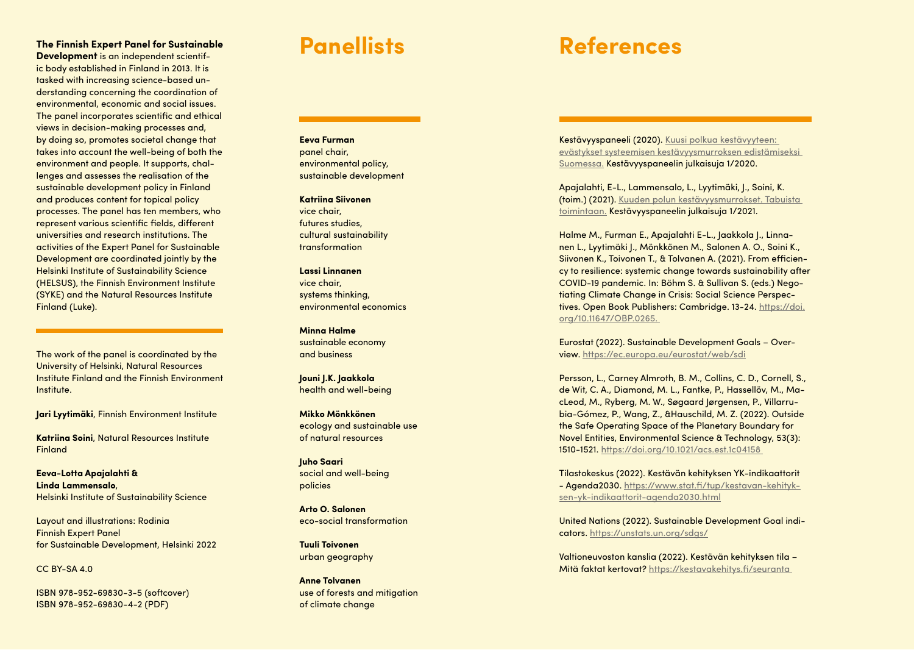**The Finnish Expert Panel for Sustainable Development** is an independent scientific body established in Finland in 2013. It is tasked with increasing science-based understanding concerning the coordination of environmental, economic and social issues. The panel incorporates scientific and ethical views in decision-making processes and, by doing so, promotes societal change that takes into account the well-being of both the environment and people. It supports, challenges and assesses the realisation of the sustainable development policy in Finland and produces content for topical policy processes. The panel has ten members, who represent various scientific fields, different universities and research institutions. The activities of the Expert Panel for Sustainable Development are coordinated jointly by the Helsinki Institute of Sustainability Science (HELSUS), the Finnish Environment Institute (SYKE) and the Natural Resources Institute Finland (Luke).

The work of the panel is coordinated by the University of Helsinki, Natural Resources Institute Finland and the Finnish Environment Institute.

**Jari Lyytimäki**, Finnish Environment Institute

**Katriina Soini**, Natural Resources Institute Finland

**Eeva-Lotta Apajalahti & Linda Lammensalo**, Helsinki Institute of Sustainability Science

Layout and illustrations: Rodinia
Finnish Expert Panel for Sustainable Development, Helsinki 2022

CC BY-SA 4.0

ISBN 978-952-69830-3-5 (softcover)
ISBN 978-952-69830-4-2 (PDF)

# Panellists

**Eeva Furman**
panel chair,
environmental policy,
sustainable development

**Katriina Siivonen**
vice chair,
futures studies,
cultural sustainability transformation

**Lassi Linnanen**
vice chair,
systems thinking,
environmental economics

**Minna Halme**
sustainable economy and business

**Jouni J.K. Jaakkola**
health and well-being

**Mikko Mönkkönen**
ecology and sustainable use of natural resources

**Juho Saari**
social and well-being policies

**Arto O. Salonen**
eco-social transformation

**Tuuli Toivonen**
urban geography

**Anne Tolvanen**
use of forests and mitigation of climate change

# References

Kestävyyspaneeli (2020). Kuusi polkua kestävyyteen: evästykset systeemisen kestävyysmurroksen edistämiseksi Suomessa. Kestävyyspaneelin julkaisuja 1/2020.

Apajalahti, E-L., Lammensalo, L., Lyytimäki, J., Soini, K. (toim.) (2021). Kuuden polun kestävyysmurrokset. Tabuista toimintaan. Kestävyyspaneelin julkaisuja 1/2021.

Halme M., Furman E., Apajalahti E-L., Jaakkola J., Linnanen L., Lyytimäki J., Mönkkönen M., Salonen A. O., Soini K., Siivonen K., Toivonen T., & Tolvanen A. (2021). From efficiency to resilience: systemic change towards sustainability after COVID-19 pandemic. In: Böhm S. & Sullivan S. (eds.) Negotiating Climate Change in Crisis: Social Science Perspectives. Open Book Publishers: Cambridge. 13-24. https://doi.org/10.11647/OBP.0265.

Eurostat (2022). Sustainable Development Goals – Overview. https://ec.europa.eu/eurostat/web/sdi

Persson, L., Carney Almroth, B. M., Collins, C. D., Cornell, S., de Wit, C. A., Diamond, M. L., Fantke, P., Hassellöv, M., MacLeod, M., Ryberg, M. W., Søgaard Jørgensen, P., Villarrubia-Gómez, P., Wang, Z., &Hauschild, M. Z. (2022). Outside the Safe Operating Space of the Planetary Boundary for Novel Entities, Environmental Science & Technology, 53(3): 1510-1521. https://doi.org/10.1021/acs.est.1c04158

Tilastokeskus (2022). Kestävän kehityksen YK-indikaattorit - Agenda2030. https://www.stat.fi/tup/kestavan-kehityksen-yk-indikaattorit-agenda2030.html

United Nations (2022). Sustainable Development Goal indicators. https://unstats.un.org/sdgs/

Valtioneuvoston kanslia (2022). Kestävän kehityksen tila – Mitä faktat kertovat? https://kestavakehitys.fi/seuranta